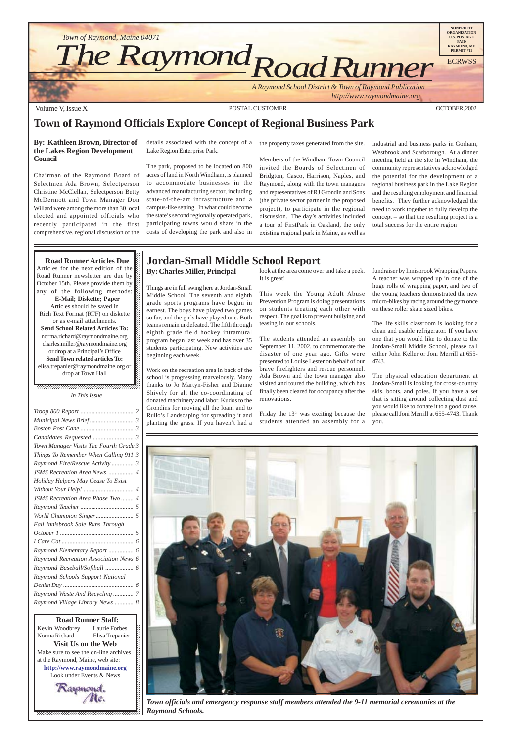Town of Raymond, Maine 04071

# The Raymond Road Runner

*A Raymond School District & Town of Raymond Publication*
*http://www.raymondmaine.org*

NONPROFIT ORGANIZATION U.S. POSTAGE PAID RAYMOND, ME PERMIT #11

ECRWSS

Volume V, Issue X — POSTAL CUSTOMER — OCTOBER, 2002

## Town of Raymond Officials Explore Concept of Regional Business Park

**By: Kathleen Brown, Director of the Lakes Region Development Council**

Chairman of the Raymond Board of Selectmen Ada Brown, Selectperson Christine McClellan, Selectperson Betty McDermott and Town Manager Don Willard were among the more than 30 local elected and appointed officials who recently participated in the first comprehensive, regional discussion of the details associated with the concept of a Lake Region Enterprise Park.

The park, proposed to be located on 800 acres of land in North Windham, is planned to accommodate businesses in the advanced manufacturing sector, including state-of-the-art infrastructure and a campus-like setting. In what could become the state's second regionally operated park, participating towns would share in the costs of developing the park and also in the property taxes generated from the site.

Members of the Windham Town Council invited the Boards of Selectmen of Bridgton, Casco, Harrison, Naples, and Raymond, along with the town managers and representatives of RJ Grondin and Sons (the private sector partner in the proposed project), to participate in the regional discussion. The day's activities included a tour of FirstPark in Oakland, the only existing regional park in Maine, as well as industrial and business parks in Gorham, Westbrook and Scarborough. At a dinner meeting held at the site in Windham, the community representatives acknowledged the potential for the development of a regional business park in the Lake Region and the resulting employment and financial benefits. They further acknowledged the need to work together to fully develop the concept – so that the resulting project is a total success for the entire region

**Road Runner Articles Due**

Articles for the next edition of the Road Runner newsletter are due by October 15th. Please provide them by any of the following methods:

**E-Mail; Diskette; Paper**

Articles should be saved in Rich Text Format (RTF) on diskette or as e-mail attachments.

**Send School Related Articles To:**
norma.richard@raymondmaine.org
charles.miller@raymondmaine.org
or drop at a Principal's Office

**Send Town related articles To:**
elisa.trepanier@raymondmaine.org or drop at Town Hall

*In This Issue*

| | |
|---|---|
| *Troop 800 Report* | *2* |
| *Municipal News Brief* | *3* |
| *Boston Post Cane* | *3* |
| *Candidates Requested* | *3* |
| *Town Manager Visits The Fourth Grade* | *3* |
| *Things To Remember When Calling 911* | *3* |
| *Raymond Fire/Rescue Activity* | *3* |
| *JSMS Recreation Area News* | *4* |
| *Holiday Helpers May Cease To Exist Without Your Help!* | *4* |
| *JSMS Recreation Area Phase Two* | *4* |
| *Raymond Teacher* | *5* |
| *World Champion Singer* | *5* |
| *Fall Innisbrook Sale Runs Through October 1* | *5* |
| *I Care Cat* | *6* |
| *Raymond Elementary Report* | *6* |
| *Raymond Recreation Association News* | *6* |
| *Raymond Baseball/Softball* | *6* |
| *Raymond Schools Support National Denim Day* | *6* |
| *Raymond Waste And Recycling* | *7* |
| *Raymond Village Library News* | *8* |

**Road Runner Staff:**
Kevin Woodbrey, Laurie Forbes, Norma Richard, Elisa Trepanier

**Visit Us on the Web**
Make sure to see the on-line archives at the Raymond, Maine, web site:
**http://www.raymondmaine.org**
Look under Events & News

## Jordan-Small Middle School Report

**By: Charles Miller, Principal**

Things are in full swing here at Jordan-Small Middle School. The seventh and eighth grade sports programs have begun in earnest. The boys have played two games so far, and the girls have played one. Both teams remain undefeated. The fifth through eighth grade field hockey intramural program began last week and has over 35 students participating. New activities are beginning each week.

Work on the recreation area in back of the school is progressing marvelously. Many thanks to Jo Martyn-Fisher and Dianne Shively for all the co-coordinating of donated machinery and labor. Kudos to the Grondins for moving all the loam and to Rullo's Landscaping for spreading it and planting the grass. If you haven't had a look at the area come over and take a peek. It is great!

This week the Young Adult Abuse Prevention Program is doing presentations on students treating each other with respect. The goal is to prevent bullying and teasing in our schools.

The students attended an assembly on September 11, 2002, to commemorate the disaster of one year ago. Gifts were presented to Louise Lester on behalf of our brave firefighters and rescue personnel. Ada Brown and the town manager also visited and toured the building, which has finally been cleared for occupancy after the renovations.

Friday the 13th was exciting because the students attended an assembly for a fundraiser by Innisbrook Wrapping Papers. A teacher was wrapped up in one of the huge rolls of wrapping paper, and two of the young teachers demonstrated the new micro-bikes by racing around the gym once on these roller skate sized bikes.

The life skills classroom is looking for a clean and usable refrigerator. If you have one that you would like to donate to the Jordan-Small Middle School, please call either John Keller or Joni Merrill at 655-4743.

The physical education department at Jordan-Small is looking for cross-country skis, boots, and poles. If you have a set that is sitting around collecting dust and you would like to donate it to a good cause, please call Joni Merrill at 655-4743. Thank you.

***Town officials and emergency response staff members attended the 9-11 memorial ceremonies at the Raymond Schools.***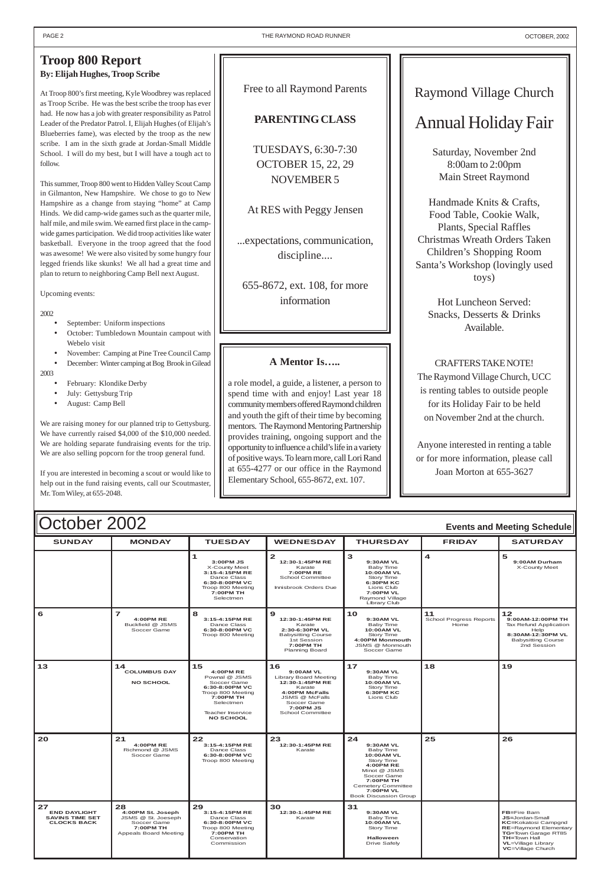## Troop 800 Report

**By: Elijah Hughes, Troop Scribe**

At Troop 800's first meeting, Kyle Woodbrey was replaced as Troop Scribe. He was the best scribe the troop has ever had. He now has a job with greater responsibility as Patrol Leader of the Predator Patrol. I, Elijah Hughes (of Elijah's Blueberries fame), was elected by the troop as the new scribe. I am in the sixth grade at Jordan-Small Middle School. I will do my best, but I will have a tough act to follow.

This summer, Troop 800 went to Hidden Valley Scout Camp in Gilmanton, New Hampshire. We chose to go to New Hampshire as a change from staying "home" at Camp Hinds. We did camp-wide games such as the quarter mile, half mile, and mile swim. We earned first place in the camp-wide games participation. We did troop activities like water basketball. Everyone in the troop agreed that the food was awesome! We were also visited by some hungry four legged friends like skunks! We all had a great time and plan to return to neighboring Camp Bell next August.

Upcoming events:

2002

- September: Uniform inspections
- October: Tumbledown Mountain campout with Webelo visit
- November: Camping at Pine Tree Council Camp
- December: Winter camping at Bog Brook in Gilead

2003

- February: Klondike Derby
- July: Gettysburg Trip
- August: Camp Bell

We are raising money for our planned trip to Gettysburg. We have currently raised $4,000 of the $10,000 needed. We are holding separate fundraising events for the trip. We are also selling popcorn for the troop general fund.

If you are interested in becoming a scout or would like to help out in the fund raising events, call our Scoutmaster, Mr. Tom Wiley, at 655-2048.

---

Free to all Raymond Parents

**PARENTING CLASS**

TUESDAYS, 6:30-7:30
OCTOBER 15, 22, 29
NOVEMBER 5

At RES with Peggy Jensen

...expectations, communication, discipline....

655-8672, ext. 108, for more information

---

### A Mentor Is…..

a role model, a guide, a listener, a person to spend time with and enjoy! Last year 18 community members offered Raymond children and youth the gift of their time by becoming mentors. The Raymond Mentoring Partnership provides training, ongoing support and the opportunity to influence a child's life in a variety of positive ways. To learn more, call Lori Rand at 655-4277 or our office in the Raymond Elementary School, 655-8672, ext. 107.

---

Raymond Village Church

## Annual Holiday Fair

Saturday, November 2nd
8:00am to 2:00pm
Main Street Raymond

Handmade Knits & Crafts, Food Table, Cookie Walk, Plants, Special Raffles
Christmas Wreath Orders Taken
Children's Shopping Room
Santa's Workshop (lovingly used toys)

Hot Luncheon Served:
Snacks, Desserts & Drinks Available.

CRAFTERS TAKE NOTE!
The Raymond Village Church, UCC is renting tables to outside people for its Holiday Fair to be held on November 2nd at the church.

Anyone interested in renting a table or for more information, please call Joan Morton at 655-3627

---

## October 2002 — Events and Meeting Schedule

| SUNDAY | MONDAY | TUESDAY | WEDNESDAY | THURSDAY | FRIDAY | SATURDAY |
|---|---|---|---|---|---|---|
| | | **1** **3:00PM JS** X-County Meet **3:15-4:15PM RE** Dance Class **6:30-8:00PM VC** Troop 800 Meeting **7:00PM TH** Selectmen | **2** **12:30-1:45PM RE** Karate **7:00PM RE** School Committee Innisbrook Orders Due | **3** **9:30AM VL** Baby Time **10:00AM VL** Story Time **6:30PM KC** Lions Club **7:00PM VL** Raymond Village Library Club | **4** | **5** **9:00AM Durham** X-County Meet |
| **6** | **7** **4:00PM RE** Buckfield @ JSMS Soccer Game | **8** **3:15-4:15PM RE** Dance Class **6:30-8:00PM VC** Troop 800 Meeting | **9** **12:30-1:45PM RE** Karate **2:30-6:30PM VL** Babysitting Course 1st Session **7:00PM TH** Planning Board | **10** **9:30AM VL** Baby Time **10:00AM VL** Story Time **4:00PM Monmouth** JSMS @ Monmouth Soccer Game | **11** School Progress Reports Home | **12** **9:00AM-12:00PM TH** Tax Refund Application Help **8:30AM-12:30PM VL** Babysitting Course 2nd Session |
| **13** | **14** **COLUMBUS DAY** **NO SCHOOL** | **15** **4:00PM RE** Pownal @ JSMS Soccer Game **6:30-8:00PM VC** Troop 800 Meeting **7:00PM TH** Selectmen Teacher Inservice **NO SCHOOL** | **16** **9:00AM VL** Library Board Meeting **12:30-1:45PM RE** Karate **4:00PM McFalls** JSMS @ McFalls Soccer Game **7:00PM JS** School Committee | **17** **9:30AM VL** Baby Time **10:00AM VL** Story Time **6:30PM KC** Lions Club | **18** | **19** |
| **20** | **21** **4:00PM RE** Richmond @ JSMS Soccer Game | **22** **3:15-4:15PM RE** Dance Class **6:30-8:00PM VC** Troop 800 Meeting | **23** **12:30-1:45PM RE** Karate | **24** **9:30AM VL** Baby Time **10:00AM VL** Story Time **4:00PM RE** Minot @ JSMS Soccer Game **7:00PM TH** Cemetery Committee **7:00PM VL** Book Discussion Group | **25** | **26** |
| **27** **END DAYLIGHT SAVINS TIME SET CLOCKS BACK** | **28** **4:00PM St. Joseph** JSMS @ St. Joeseph Soccer Game **7:00PM TH** Appeals Board Meeting | **29** **3:15-4:15PM RE** Dance Class **6:30-8:00PM VC** Troop 800 Meeting **7:00PM TH** Conservation Commission | **30** **12:30-1:45PM RE** Karate | **31** **9:30AM VL** Baby Time **10:00AM VL** Story Time **Halloween** Drive Safely | | **FB**=Fire Barn **JS**=Jordan-Small **KC**=Kokatosi Campgnd **RE**=Raymond Elementary **TG**=Town Garage RT85 **TH**=Town Hall **VL**=Village Library **VC**=Village Church |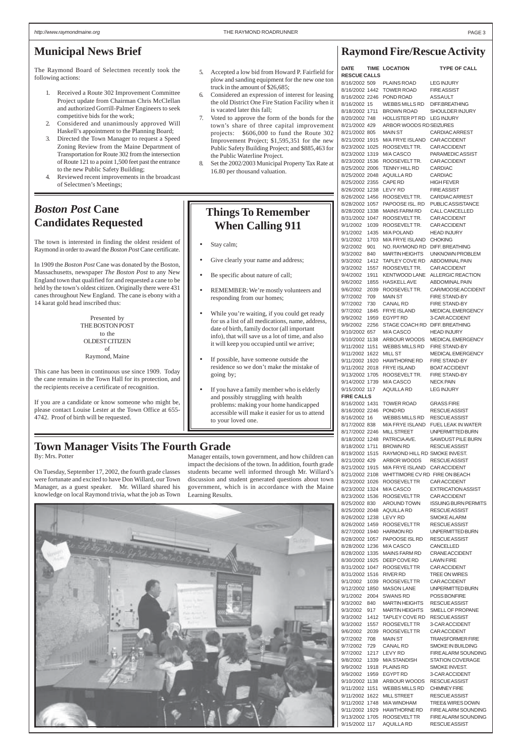# Municipal News Brief

The Raymond Board of Selectmen recently took the following actions:

1. Received a Route 302 Improvement Committee Project update from Chairman Chris McClellan and authorized Gorrill-Palmer Engineers to seek competitive bids for the work;
2. Considered and unanimously approved Will Haskell's appointment to the Planning Board;
3. Directed the Town Manager to request a Speed Zoning Review from the Maine Department of Transportation for Route 302 from the intersection of Route 121 to a point 1,500 feet past the entrance to the new Public Safety Building;
4. Reviewed recent improvements in the broadcast of Selectmen's Meetings;
5. Accepted a low bid from Howard P. Fairfield for plow and sanding equipment for the new one ton truck in the amount of $26,685;
6. Considered an expression of interest for leasing the old District One Fire Station Facility when it is vacated later this fall;
7. Voted to approve the form of the bonds for the town's share of three capital improvement projects: $606,000 to fund the Route 302 Improvement Project; $1,595,351 for the new Public Safety Building Project; and $885,463 for the Public Waterline Project.
8. Set the 2002/2003 Municipal Property Tax Rate at 16.80 per thousand valuation.

# *Boston Post* Cane Candidates Requested

The town is interested in finding the oldest resident of Raymond in order to award the *Boston Post* Cane certificate.

In 1909 the *Boston Post* Cane was donated by the Boston, Massachusetts, newspaper *The Boston Post* to any New England town that qualified for and requested a cane to be held by the town's oldest citizen. Originally there were 431 canes throughout New England. The cane is ebony with a 14 karat gold head inscribed thus:

Presented by
THE BOSTON POST
to the
OLDEST CITIZEN
of
Raymond, Maine

This cane has been in continuous use since 1909. Today the cane remains in the Town Hall for its protection, and the recipients receive a certificate of recognition.

If you are a candidate or know someone who might be, please contact Louise Lester at the Town Office at 655-4742. Proof of birth will be requested.

# Things To Remember When Calling 911

- Stay calm;
- Give clearly your name and address;
- Be specific about nature of call;
- REMEMBER: We're mostly volunteers and responding from our homes;
- While you're waiting, if you could get ready for us a list of all medications, name, address, date of birth, family doctor (all important info), that will save us a lot of time, and also it will keep you occupied until we arrive;
- If possible, have someone outside the residence so we don't make the mistake of going by;
- If you have a family member who is elderly and possibly struggling with health problems: making your home handicapped accessible will make it easier for us to attend to your loved one.

# Town Manager Visits The Fourth Grade

By: Mrs. Potter

On Tuesday, September 17, 2002, the fourth grade classes were fortunate and excited to have Don Willard, our Town Manager, as a guest speaker. Mr. Willard shared his knowledge on local Raymond trivia, what the job as Town Manager entails, town government, and how children can impact the decisions of the town. In addition, fourth grade students became well informed through Mr. Willard's discussion and student generated questions about town government, which is in accordance with the Maine Learning Results.

# Raymond Fire/Rescue Activity

| DATE | TIME | LOCATION | TYPE OF CALL |
|---|---|---|---|
| **RESCUE CALLS** | | | |
| 8/16/2002 | 509 | PLAINS ROAD | LEG INJURY |
| 8/16/2002 | 1442 | TOWER ROAD | FIRE ASSIST |
| 8/16/2002 | 2246 | POND ROAD | ASSAULT |
| 8/16/2002 | 15 | WEBBS MILLS RD | DIFF.BREATHING |
| 8/18/2002 | 1711 | BROWN ROAD | SHOULDER INJURY |
| 8/20/2002 | 748 | HOLLISTER PT RD | LEG INJURY |
| 8/21/2002 | 429 | ARBOR WOODS RD | SEIZURES |
| 8/21/2002 | 805 | MAIN ST | CARDIAC ARREST |
| 8/21/2002 | 1915 | M/A FRYE ISLAND | CAR ACCIDENT |
| 8/23/2002 | 1025 | ROOSEVELT TR. | CAR ACCIDENT |
| 8/23/2002 | 1319 | M/A CASCO | PARAMEDIC ASSIST |
| 8/23/2002 | 1536 | ROOSEVELT TR. | CAR ACCIDENT |
| 8/25/2002 | 2006 | TENNY HILL RD | CARDIAC |
| 8/25/2002 | 2048 | AQUILLA RD | CARDIAC |
| 8/25/2002 | 2355 | CAPE RD | HIGH FEVER |
| 8/26/2002 | 1238 | LEVY RD | FIRE ASSIST |
| 8/26/2002 | 1456 | ROOSEVELT TR. | CARDIAC ARREST |
| 8/28/2002 | 1057 | PAPOOSE ISL. RD | PUBLIC ASSISTANCE |
| 8/28/2002 | 1338 | MAINS FARM RD | CALL CANCELLED |
| 8/31/2002 | 1047 | ROOSEVELT TR. | CAR ACCIDENT |
| 9/1/2002 | 1039 | ROOSEVELT TR. | CAR ACCIDENT |
| 9/1/2002 | 1435 | M/A POLAND | HEAD INJURY |
| 9/1/2002 | 1703 | M/A FRYE ISLAND | CHOKING |
| 9/2/2002 | 901 | NO. RAYMOND RD | DIFF. BREATHING |
| 9/3/2002 | 840 | MARTIN HEIGHTS | UNKNOWN PROBLEM |
| 9/3/2002 | 1412 | TAPLEY COVE RD | ABDOMINAL PAIN |
| 9/3/2002 | 1557 | ROOSEVELT TR. | CAR ACCIDENT |
| 9/4/2002 | 1911 | KENTWOOD LANE | ALLERGIC REACTION |
| 9/6/2002 | 1855 | HASKELL AVE | ABDOMINAL PAIN |
| 9/6/2002 | 2039 | ROOSEVELT TR. | CAR/MOOSE ACCIDENT |
| 9/7/2002 | 709 | MAIN ST | FIRE STAND-BY |
| 9/7/2002 | 730 | CANAL RD | FIRE STAND-BY |
| 9/7/2002 | 1845 | FRYE ISLAND | MEDICAL EMERGENCY |
| 9/9/2002 | 1959 | EGYPT RD | 3-CAR ACCIDENT |
| 9/9/2002 | 2256 | STAGE COACH RD | DIFF. BREATHING |
| 9/10/2002 | 657 | M/A CASCO | HEAD INJURY |
| 9/10/2002 | 1138 | ARBOUR WOODS | MEDICAL EMERGENCY |
| 9/11/2002 | 1151 | WEBBS MILLS RD | FIRE STAND-BY |
| 9/11/2002 | 1622 | MILL ST | MEDICAL EMERGENCY |
| 9/11/2002 | 1920 | HAWTHORNE RD | FIRE STAND-BY |
| 9/11/2002 | 2018 | FRYE ISLAND | BOAT ACCIDENT |
| 9/13/2002 | 1705 | ROOSEVELT TR. | FIRE STAND-BY |
| 9/14/2002 | 1739 | M/A CASCO | NECK PAIN |
| 9/15/2002 | 117 | AQUILLA RD | LEG INJURY |
| **FIRE CALLS** | | | |
| 8/16/2002 | 1431 | TOWER ROAD | GRASS FIRE |
| 8/16/2002 | 2246 | POND RD | RESCUE ASSIST |
| 8/16/2002 | 16 | WEBBS MILLS RD | RESCUE ASSIST |
| 8/17/2002 | 838 | M/A FRYE ISLAND | FUEL LEAK IN WATER |
| 8/17/2002 | 2246 | MILL STREET | UNPERMITTED BURN |
| 8/18/2002 | 1248 | PATRICIA AVE. | SAWDUST PILE BURN |
| 8/18/2002 | 1711 | BROWN RD | RESCUE ASSIST |
| 8/19/2002 | 1515 | RAYMOND HILL RD | SMOKE INVEST. |
| 8/21/2002 | 429 | ARBOR WOODS | RESCUE ASSIST |
| 8/21/2002 | 1915 | M/A FRYE ISLAND | CAR ACCIDENT |
| 8/21/2002 | 2108 | WHITTIMORE CV RD | FIRE ON BEACH |
| 8/23/2002 | 1026 | ROOSEVELT TR | CAR ACCIDENT |
| 8/23/2002 | 1324 | M/A CASCO | EXTRICATION ASSIST |
| 8/23/2002 | 1536 | ROOSEVELT TR | CAR ACCIDENT |
| 8/25/2002 | 830 | AROUND TOWN | ISSUING BURN PERMITS |
| 8/25/2002 | 2048 | AQUILLA RD | RESCUE ASSIST |
| 8/26/2002 | 1238 | LEVY RD | SMOKE ALARM |
| 8/26/2002 | 1459 | ROOSEVELT TR | RESCUE ASSIST |
| 8/27/2002 | 1940 | HARMON RD | UNPERMITTED BURN |
| 8/28/2002 | 1057 | PAPOOSE ISL RD | RESCUE ASSIST |
| 8/28/2002 | 1236 | M/A CASCO | CANCELLED |
| 8/28/2002 | 1335 | MAINS FARM RD | CRANE ACCIDENT |
| 8/30/2002 | 1925 | DEEP COVE RD | LAWN FIRE |
| 8/31/2002 | 1047 | ROOSEVELT TR | CAR ACCIDENT |
| 8/31/2002 | 1516 | RIVER RD | TREE ON WIRES |
| 9/1/2002 | 1039 | ROOSEVELT TR | CAR ACCIDENT |
| 9/12/2002 | 1850 | MASON LANE | UNPERMITTED BURN |
| 9/1/2002 | 2004 | SWANS RD | POSS BONFIRE |
| 9/3/2002 | 840 | MARTIN HEIGHTS | RESCUE ASSIST |
| 9/3/2002 | 917 | MARTIN HEIGHTS | SMELL OF PROPANE |
| 9/3/2002 | 1412 | TAPLEY COVE RD | RESCUE ASSIST |
| 9/3/2002 | 1557 | ROOSEVELT TR | 3-CAR ACCIDENT |
| 9/6/2002 | 2039 | ROOSEVELT TR | CAR ACCIDENT |
| 9/7/2002 | 708 | MAIN ST | TRANSFORMER FIRE |
| 9/7/2002 | 729 | CANAL RD | SMOKE IN BUILDING |
| 9/7/2002 | 1217 | LEVY RD | FIRE ALARM SOUNDING |
| 9/8/2002 | 1339 | M/A STANDISH | STATION COVERAGE |
| 9/9/2002 | 1918 | PLAINS RD | SMOKE INVEST. |
| 9/9/2002 | 1959 | EGYPT RD | 3-CAR ACCIDENT |
| 9/10/2002 | 1138 | ARBOUR WOODS | RESCUE ASSIST |
| 9/11/2002 | 1151 | WEBBS MILLS RD | CHIMNEY FIRE |
| 9/11/2002 | 1622 | MILL STREET | RESCUE ASSIST |
| 9/11/2002 | 1748 | M/A WINDHAM | TREE& WIRES DOWN |
| 9/11/2002 | 1929 | HAWTHORNE RD | FIRE ALARM SOUNDING |
| 9/13/2002 | 1705 | ROOSEVELT TR | FIRE ALARM SOUNDING |
| 9/15/2002 | 117 | AQUILLA RD | RESCUE ASSIST |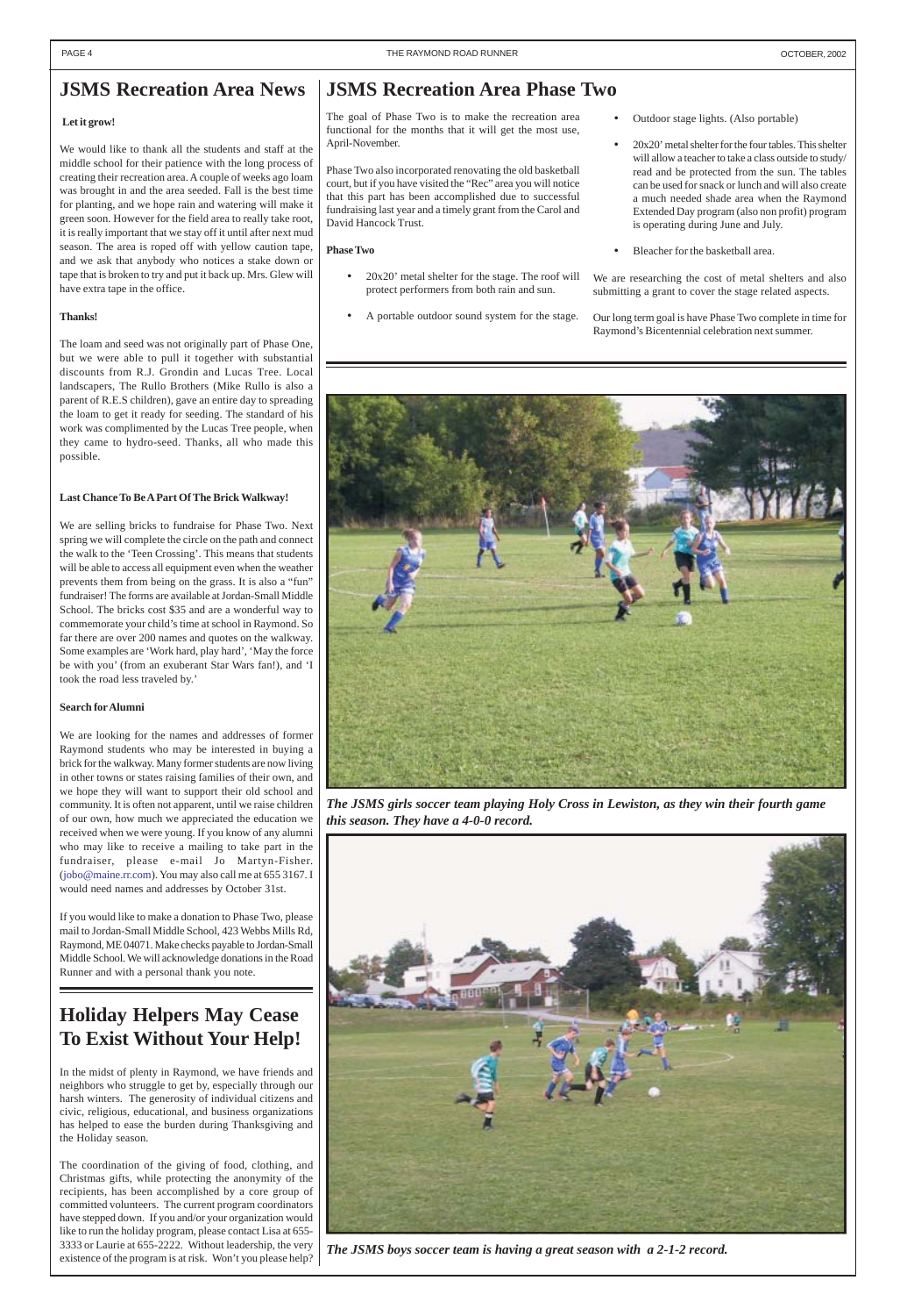# JSMS Recreation Area News

**Let it grow!**

We would like to thank all the students and staff at the middle school for their patience with the long process of creating their recreation area. A couple of weeks ago loam was brought in and the area seeded. Fall is the best time for planting, and we hope rain and watering will make it green soon. However for the field area to really take root, it is really important that we stay off it until after next mud season. The area is roped off with yellow caution tape, and we ask that anybody who notices a stake down or tape that is broken to try and put it back up. Mrs. Glew will have extra tape in the office.

**Thanks!**

The loam and seed was not originally part of Phase One, but we were able to pull it together with substantial discounts from R.J. Grondin and Lucas Tree. Local landscapers, The Rullo Brothers (Mike Rullo is also a parent of R.E.S children), gave an entire day to spreading the loam to get it ready for seeding. The standard of his work was complimented by the Lucas Tree people, when they came to hydro-seed. Thanks, all who made this possible.

**Last Chance To Be A Part Of The Brick Walkway!**

We are selling bricks to fundraise for Phase Two. Next spring we will complete the circle on the path and connect the walk to the 'Teen Crossing'. This means that students will be able to access all equipment even when the weather prevents them from being on the grass. It is also a "fun" fundraiser! The forms are available at Jordan-Small Middle School. The bricks cost $35 and are a wonderful way to commemorate your child's time at school in Raymond. So far there are over 200 names and quotes on the walkway. Some examples are 'Work hard, play hard', 'May the force be with you' (from an exuberant Star Wars fan!), and 'I took the road less traveled by.'

**Search for Alumni**

We are looking for the names and addresses of former Raymond students who may be interested in buying a brick for the walkway. Many former students are now living in other towns or states raising families of their own, and we hope they will want to support their old school and community. It is often not apparent, until we raise children of our own, how much we appreciated the education we received when we were young. If you know of any alumni who may like to receive a mailing to take part in the fundraiser, please e-mail Jo Martyn-Fisher. (jobo@maine.rr.com). You may also call me at 655 3167. I would need names and addresses by October 31st.

If you would like to make a donation to Phase Two, please mail to Jordan-Small Middle School, 423 Webbs Mills Rd, Raymond, ME 04071. Make checks payable to Jordan-Small Middle School. We will acknowledge donations in the Road Runner and with a personal thank you note.

# Holiday Helpers May Cease To Exist Without Your Help!

In the midst of plenty in Raymond, we have friends and neighbors who struggle to get by, especially through our harsh winters. The generosity of individual citizens and civic, religious, educational, and business organizations has helped to ease the burden during Thanksgiving and the Holiday season.

The coordination of the giving of food, clothing, and Christmas gifts, while protecting the anonymity of the recipients, has been accomplished by a core group of committed volunteers. The current program coordinators have stepped down. If you and/or your organization would like to run the holiday program, please contact Lisa at 655-3333 or Laurie at 655-2222. Without leadership, the very existence of the program is at risk. Won't you please help?

# JSMS Recreation Area Phase Two

The goal of Phase Two is to make the recreation area functional for the months that it will get the most use, April-November.

Phase Two also incorporated renovating the old basketball court, but if you have visited the "Rec" area you will notice that this part has been accomplished due to successful fundraising last year and a timely grant from the Carol and David Hancock Trust.

**Phase Two**

- 20x20' metal shelter for the stage. The roof will protect performers from both rain and sun.
- A portable outdoor sound system for the stage.
- Outdoor stage lights. (Also portable)
- 20x20' metal shelter for the four tables. This shelter will allow a teacher to take a class outside to study/ read and be protected from the sun. The tables can be used for snack or lunch and will also create a much needed shade area when the Raymond Extended Day program (also non profit) program is operating during June and July.
- Bleacher for the basketball area.

We are researching the cost of metal shelters and also submitting a grant to cover the stage related aspects.

Our long term goal is have Phase Two complete in time for Raymond's Bicentennial celebration next summer.

***The JSMS girls soccer team playing Holy Cross in Lewiston, as they win their fourth game this season. They have a 4-0-0 record.***

***The JSMS boys soccer team is having a great season with a 2-1-2 record.***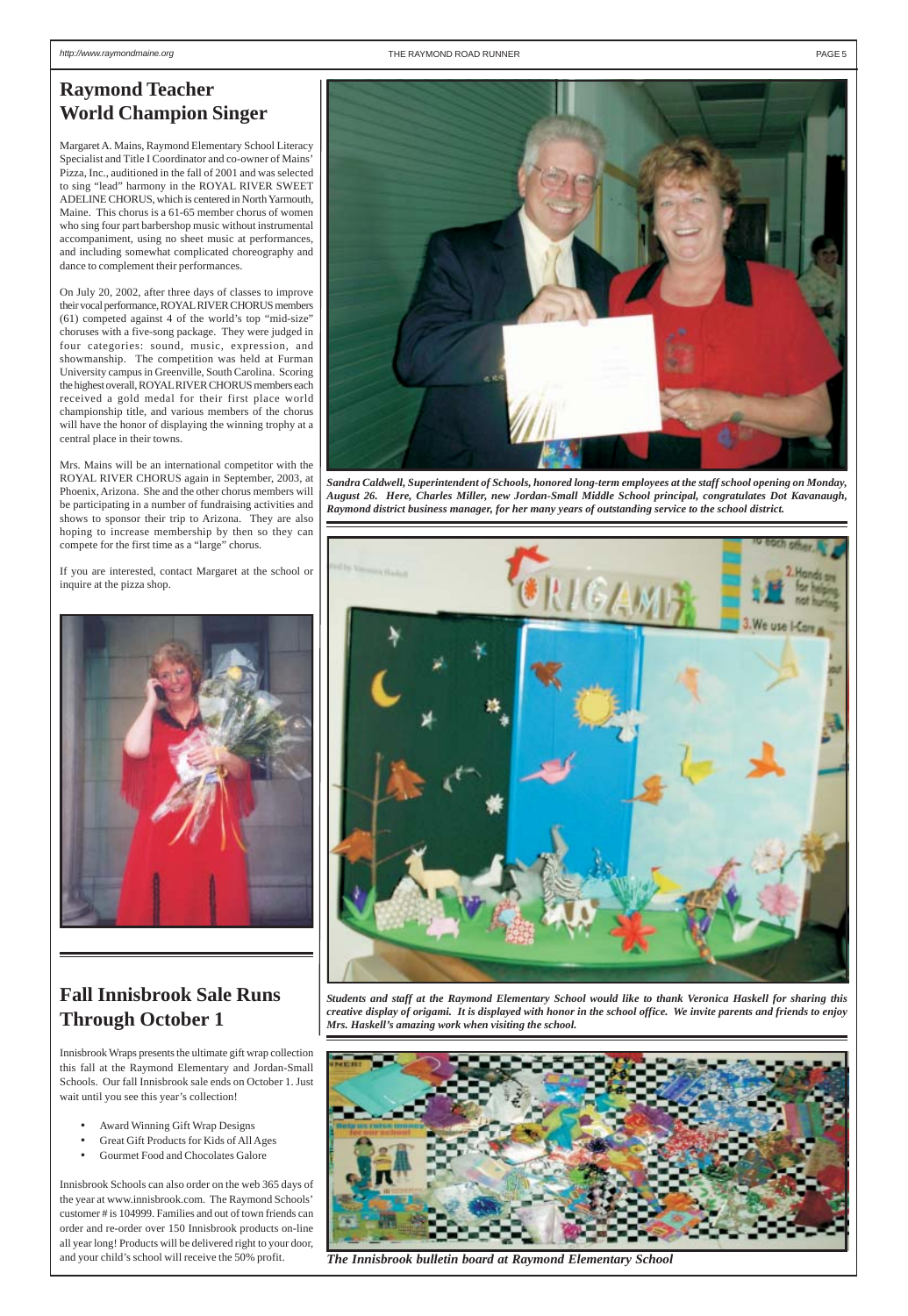## Raymond Teacher World Champion Singer

Margaret A. Mains, Raymond Elementary School Literacy Specialist and Title I Coordinator and co-owner of Mains' Pizza, Inc., auditioned in the fall of 2001 and was selected to sing "lead" harmony in the ROYAL RIVER SWEET ADELINE CHORUS, which is centered in North Yarmouth, Maine. This chorus is a 61-65 member chorus of women who sing four part barbershop music without instrumental accompaniment, using no sheet music at performances, and including somewhat complicated choreography and dance to complement their performances.

On July 20, 2002, after three days of classes to improve their vocal performance, ROYAL RIVER CHORUS members (61) competed against 4 of the world's top "mid-size" choruses with a five-song package. They were judged in four categories: sound, music, expression, and showmanship. The competition was held at Furman University campus in Greenville, South Carolina. Scoring the highest overall, ROYAL RIVER CHORUS members each received a gold medal for their first place world championship title, and various members of the chorus will have the honor of displaying the winning trophy at a central place in their towns.

Mrs. Mains will be an international competitor with the ROYAL RIVER CHORUS again in September, 2003, at Phoenix, Arizona. She and the other chorus members will be participating in a number of fundraising activities and shows to sponsor their trip to Arizona. They are also hoping to increase membership by then so they can compete for the first time as a "large" chorus.

If you are interested, contact Margaret at the school or inquire at the pizza shop.

***Sandra Caldwell, Superintendent of Schools, honored long-term employees at the staff school opening on Monday, August 26. Here, Charles Miller, new Jordan-Small Middle School principal, congratulates Dot Kavanaugh, Raymond district business manager, for her many years of outstanding service to the school district.***

***Students and staff at the Raymond Elementary School would like to thank Veronica Haskell for sharing this creative display of origami. It is displayed with honor in the school office. We invite parents and friends to enjoy Mrs. Haskell's amazing work when visiting the school.***

## Fall Innisbrook Sale Runs Through October 1

Innisbrook Wraps presents the ultimate gift wrap collection this fall at the Raymond Elementary and Jordan-Small Schools. Our fall Innisbrook sale ends on October 1. Just wait until you see this year's collection!

- Award Winning Gift Wrap Designs
- Great Gift Products for Kids of All Ages
- Gourmet Food and Chocolates Galore

Innisbrook Schools can also order on the web 365 days of the year at www.innisbrook.com. The Raymond Schools' customer # is 104999. Families and out of town friends can order and re-order over 150 Innisbrook products on-line all year long! Products will be delivered right to your door, and your child's school will receive the 50% profit.

***The Innisbrook bulletin board at Raymond Elementary School***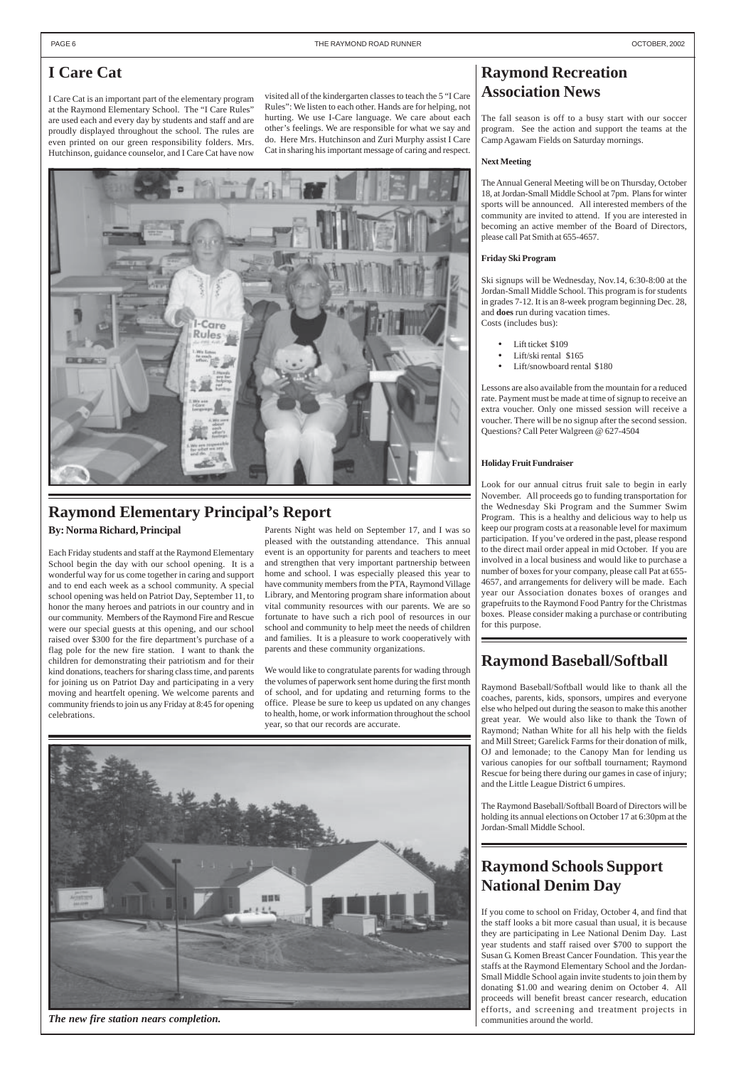# I Care Cat

I Care Cat is an important part of the elementary program at the Raymond Elementary School. The "I Care Rules" are used each and every day by students and staff and are proudly displayed throughout the school. The rules are even printed on our green responsibility folders. Mrs. Hutchinson, guidance counselor, and I Care Cat have now visited all of the kindergarten classes to teach the 5 "I Care Rules": We listen to each other. Hands are for helping, not hurting. We use I-Care language. We care about each other's feelings. We are responsible for what we say and do. Here Mrs. Hutchinson and Zuri Murphy assist I Care Cat in sharing his important message of caring and respect.

# Raymond Elementary Principal's Report

**By: Norma Richard, Principal**

Each Friday students and staff at the Raymond Elementary School begin the day with our school opening. It is a wonderful way for us come together in caring and support and to end each week as a school community. A special school opening was held on Patriot Day, September 11, to honor the many heroes and patriots in our country and in our community. Members of the Raymond Fire and Rescue were our special guests at this opening, and our school raised over $300 for the fire department's purchase of a flag pole for the new fire station. I want to thank the children for demonstrating their patriotism and for their kind donations, teachers for sharing class time, and parents for joining us on Patriot Day and participating in a very moving and heartfelt opening. We welcome parents and community friends to join us any Friday at 8:45 for opening celebrations.

Parents Night was held on September 17, and I was so pleased with the outstanding attendance. This annual event is an opportunity for parents and teachers to meet and strengthen that very important partnership between home and school. I was especially pleased this year to have community members from the PTA, Raymond Village Library, and Mentoring program share information about vital community resources with our parents. We are so fortunate to have such a rich pool of resources in our school and community to help meet the needs of children and families. It is a pleasure to work cooperatively with parents and these community organizations.

We would like to congratulate parents for wading through the volumes of paperwork sent home during the first month of school, and for updating and returning forms to the office. Please be sure to keep us updated on any changes to health, home, or work information throughout the school year, so that our records are accurate.

*The new fire station nears completion.*

# Raymond Recreation Association News

The fall season is off to a busy start with our soccer program. See the action and support the teams at the Camp Agawam Fields on Saturday mornings.

**Next Meeting**

The Annual General Meeting will be on Thursday, October 18, at Jordan-Small Middle School at 7pm. Plans for winter sports will be announced. All interested members of the community are invited to attend. If you are interested in becoming an active member of the Board of Directors, please call Pat Smith at 655-4657.

**Friday Ski Program**

Ski signups will be Wednesday, Nov.14, 6:30-8:00 at the Jordan-Small Middle School. This program is for students in grades 7-12. It is an 8-week program beginning Dec. 28, and **does** run during vacation times.
Costs (includes bus):

- Lift ticket $109
- Lift/ski rental $165
- Lift/snowboard rental $180

Lessons are also available from the mountain for a reduced rate. Payment must be made at time of signup to receive an extra voucher. Only one missed session will receive a voucher. There will be no signup after the second session. Questions? Call Peter Walgreen @ 627-4504

**Holiday Fruit Fundraiser**

Look for our annual citrus fruit sale to begin in early November. All proceeds go to funding transportation for the Wednesday Ski Program and the Summer Swim Program. This is a healthy and delicious way to help us keep our program costs at a reasonable level for maximum participation. If you've ordered in the past, please respond to the direct mail order appeal in mid October. If you are involved in a local business and would like to purchase a number of boxes for your company, please call Pat at 655-4657, and arrangements for delivery will be made. Each year our Association donates boxes of oranges and grapefruits to the Raymond Food Pantry for the Christmas boxes. Please consider making a purchase or contributing for this purpose.

# Raymond Baseball/Softball

Raymond Baseball/Softball would like to thank all the coaches, parents, kids, sponsors, umpires and everyone else who helped out during the season to make this another great year. We would also like to thank the Town of Raymond; Nathan White for all his help with the fields and Mill Street; Garelick Farms for their donation of milk, OJ and lemonade; to the Canopy Man for lending us various canopies for our softball tournament; Raymond Rescue for being there during our games in case of injury; and the Little League District 6 umpires.

The Raymond Baseball/Softball Board of Directors will be holding its annual elections on October 17 at 6:30pm at the Jordan-Small Middle School.

# Raymond Schools Support National Denim Day

If you come to school on Friday, October 4, and find that the staff looks a bit more casual than usual, it is because they are participating in Lee National Denim Day. Last year students and staff raised over $700 to support the Susan G. Komen Breast Cancer Foundation. This year the staffs at the Raymond Elementary School and the Jordan-Small Middle School again invite students to join them by donating $1.00 and wearing denim on October 4. All proceeds will benefit breast cancer research, education efforts, and screening and treatment projects in communities around the world.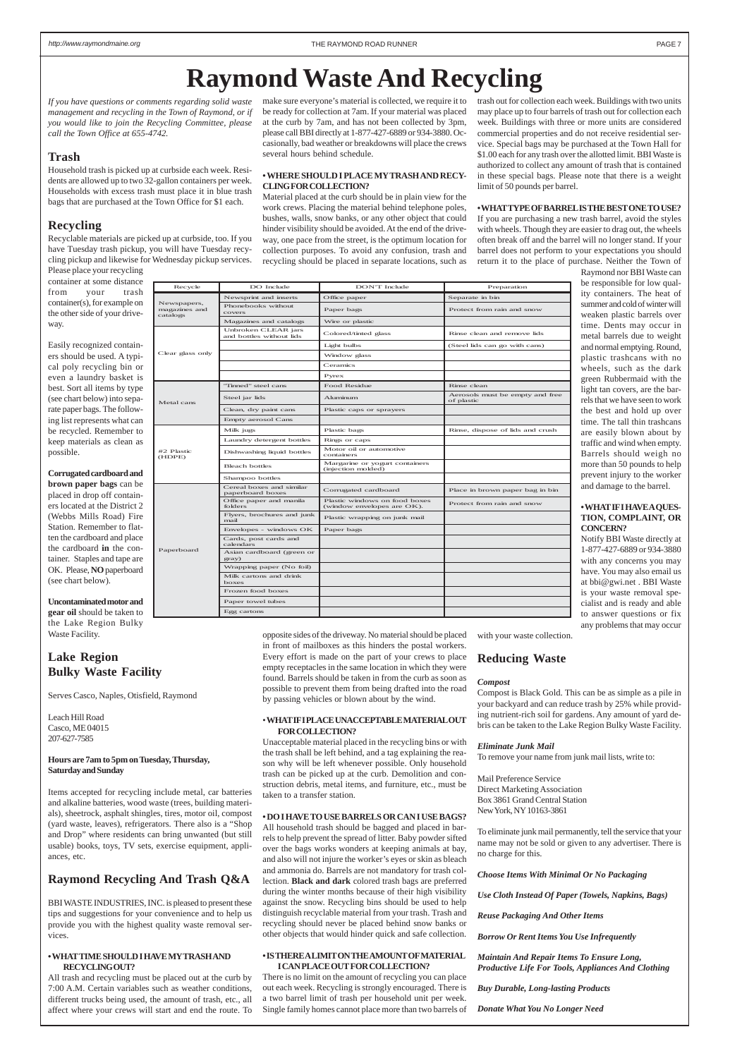# Raymond Waste And Recycling

*If you have questions or comments regarding solid waste management and recycling in the Town of Raymond, or if you would like to join the Recycling Committee, please call the Town Office at 655-4742.*

## Trash

Household trash is picked up at curbside each week. Residents are allowed up to two 32-gallon containers per week. Households with excess trash must place it in blue trash bags that are purchased at the Town Office for $1 each.

## Recycling

Recyclable materials are picked up at curbside, too. If you have Tuesday trash pickup, you will have Tuesday recycling pickup and likewise for Wednesday pickup services. Please place your recycling container at some distance from your trash container(s), for example on the other side of your driveway.

Easily recognized containers should be used. A typical poly recycling bin or even a laundry basket is best. Sort all items by type (see chart below) into separate paper bags. The following list represents what can be recycled. Remember to keep materials as clean as possible.

**Corrugated cardboard and brown paper bags** can be placed in drop off containers located at the District 2 (Webbs Mills Road) Fire Station. Remember to flatten the cardboard and place the cardboard **in** the container. Staples and tape are OK. Please, **NO** paperboard (see chart below).

**Uncontaminated motor and gear oil** should be taken to the Lake Region Bulky Waste Facility.

| Recycle | DO Include | DON'T Include | Preparation |
|---|---|---|---|
| Newspapers, magazines and catalogs | Newsprint and inserts | Office paper | Separate in bin |
| | Phonebooks without covers | Paper bags | Protect from rain and snow |
| | Magazines and catalogs | Wire or plastic | |
| Clear glass only | Unbroken CLEAR jars and bottles without lids | Colored/tinted glass | Rinse clean and remove lids |
| | | Light bulbs | (Steel lids can go with cans) |
| | | Window glass | |
| | | Ceramics | |
| | | Pyrex | |
| Metal cans | "Tinned" steel cans | Food Residue | Rinse clean |
| | Steel jar lids | Aluminum | Aerosols must be empty and free of plastic |
| | Clean, dry paint cans | Plastic caps or sprayers | |
| | Empty aerosol Cans | | |
| #2 Plastic (HDPE) | Milk jugs | Plastic bags | Rinse, dispose of lids and crush |
| | Laundry detergent bottles | Rings or caps | |
| | Dishwashing liquid bottles | Motor oil or automotive containers | |
| | Bleach bottles | Margarine or yogurt containers (injection molded) | |
| | Shampoo bottles | | |
| Paperboard | Cereal boxes and similar paperboard boxes | Corrugated cardboard | Place in brown paper bag in bin |
| | Office paper and manila folders | Plastic windows on food boxes (window envelopes are OK). | Protect from rain and snow |
| | Flyers, brochures and junk mail | Plastic wrapping on junk mail | |
| | Envelopes - windows OK | Paper bags | |
| | Cards, post cards and calendars | | |
| | Asian cardboard (green or gray) | | |
| | Wrapping paper (No foil) | | |
| | Milk cartons and drink boxes | | |
| | Frozen food boxes | | |
| | Paper towel tubes | | |
| | Egg cartons | | |

## Lake Region Bulky Waste Facility

Serves Casco, Naples, Otisfield, Raymond

Leach Hill Road
Casco, ME 04015
207-627-7585

**Hours are 7am to 5pm on Tuesday, Thursday, Saturday and Sunday**

Items accepted for recycling include metal, car batteries and alkaline batteries, wood waste (trees, building materials), sheetrock, asphalt shingles, tires, motor oil, compost (yard waste, leaves), refrigerators. There also is a "Shop and Drop" where residents can bring unwanted (but still usable) books, toys, TV sets, exercise equipment, appliances, etc.

## Raymond Recycling And Trash Q&A

BBI WASTE INDUSTRIES, INC. is pleased to present these tips and suggestions for your convenience and to help us provide you with the highest quality waste removal services.

**• WHAT TIME SHOULD I HAVE MY TRASH AND RECYCLING OUT?**

All trash and recycling must be placed out at the curb by 7:00 A.M. Certain variables such as weather conditions, different trucks being used, the amount of trash, etc., all affect where your crews will start and end the route. To make sure everyone's material is collected, we require it to be ready for collection at 7am. If your material was placed at the curb by 7am, and has not been collected by 3pm, please call BBI directly at 1-877-427-6889 or 934-3880. Occasionally, bad weather or breakdowns will place the crews several hours behind schedule.

**• WHERE SHOULD I PLACE MY TRASH AND RECYCLING FOR COLLECTION?**

Material placed at the curb should be in plain view for the work crews. Placing the material behind telephone poles, bushes, walls, snow banks, or any other object that could hinder visibility should be avoided. At the end of the driveway, one pace from the street, is the optimum location for collection purposes. To avoid any confusion, trash and recycling should be placed in separate locations, such as opposite sides of the driveway. No material should be placed in front of mailboxes as this hinders the postal workers. Every effort is made on the part of your crews to place empty receptacles in the same location in which they were found. Barrels should be taken in from the curb as soon as possible to prevent them from being drafted into the road by passing vehicles or blown about by the wind.

**• WHAT IF I PLACE UNACCEPTABLE MATERIAL OUT FOR COLLECTION?**

Unacceptable material placed in the recycling bins or with the trash shall be left behind, and a tag explaining the reason why will be left whenever possible. Only household trash can be picked up at the curb. Demolition and construction debris, metal items, and furniture, etc., must be taken to a transfer station.

**• DO I HAVE TO USE BARRELS OR CAN I USE BAGS?**

All household trash should be bagged and placed in barrels to help prevent the spread of litter. Baby powder sifted over the bags works wonders at keeping animals at bay, and also will not injure the worker's eyes or skin as bleach and ammonia do. Barrels are not mandatory for trash collection. **Black and dark** colored trash bags are preferred during the winter months because of their high visibility against the snow. Recycling bins should be used to help distinguish recyclable material from your trash. Trash and recycling should never be placed behind snow banks or other objects that would hinder quick and safe collection.

**• IS THERE A LIMIT ON THE AMOUNT OF MATERIAL I CAN PLACE OUT FOR COLLECTION?**

There is no limit on the amount of recycling you can place out each week. Recycling is strongly encouraged. There is a two barrel limit of trash per household unit per week. Single family homes cannot place more than two barrels of trash out for collection each week. Buildings with two units may place up to four barrels of trash out for collection each week. Buildings with three or more units are considered commercial properties and do not receive residential service. Special bags may be purchased at the Town Hall for $1.00 each for any trash over the allotted limit. BBI Waste is authorized to collect any amount of trash that is contained in these special bags. Please note that there is a weight limit of 50 pounds per barrel.

**• WHAT TYPE OF BARREL IS THE BEST ONE TO USE?**

If you are purchasing a new trash barrel, avoid the styles with wheels. Though they are easier to drag out, the wheels often break off and the barrel will no longer stand. If your barrel does not perform to your expectations you should return it to the place of purchase. Neither the Town of Raymond nor BBI Waste can be responsible for low quality containers. The heat of summer and cold of winter will weaken plastic barrels over time. Dents may occur in metal barrels due to weight and normal emptying. Round, plastic trashcans with no wheels, such as the dark green Rubbermaid with the light tan covers, are the barrels that we have seen to work the best and hold up over time. The tall thin trashcans are easily blown about by traffic and wind when empty. Barrels should weigh no more than 50 pounds to help prevent injury to the worker and damage to the barrel.

**• WHAT IF I HAVE A QUESTION, COMPLAINT, OR CONCERN?**

Notify BBI Waste directly at 1-877-427-6889 or 934-3880 with any concerns you may have. You may also email us at bbi@gwi.net . BBI Waste is your waste removal specialist and is ready and able to answer questions or fix any problems that may occur with your waste collection.

## Reducing Waste

***Compost***

Compost is Black Gold. This can be as simple as a pile in your backyard and can reduce trash by 25% while providing nutrient-rich soil for gardens. Any amount of yard debris can be taken to the Lake Region Bulky Waste Facility.

***Eliminate Junk Mail***

To remove your name from junk mail lists, write to:

Mail Preference Service
Direct Marketing Association
Box 3861 Grand Central Station
New York, NY 10163-3861

To eliminate junk mail permanently, tell the service that your name may not be sold or given to any advertiser. There is no charge for this.

***Choose Items With Minimal Or No Packaging***

***Use Cloth Instead Of Paper (Towels, Napkins, Bags)***

***Reuse Packaging And Other Items***

***Borrow Or Rent Items You Use Infrequently***

***Maintain And Repair Items To Ensure Long, Productive Life For Tools, Appliances And Clothing***

***Buy Durable, Long-lasting Products***

***Donate What You No Longer Need***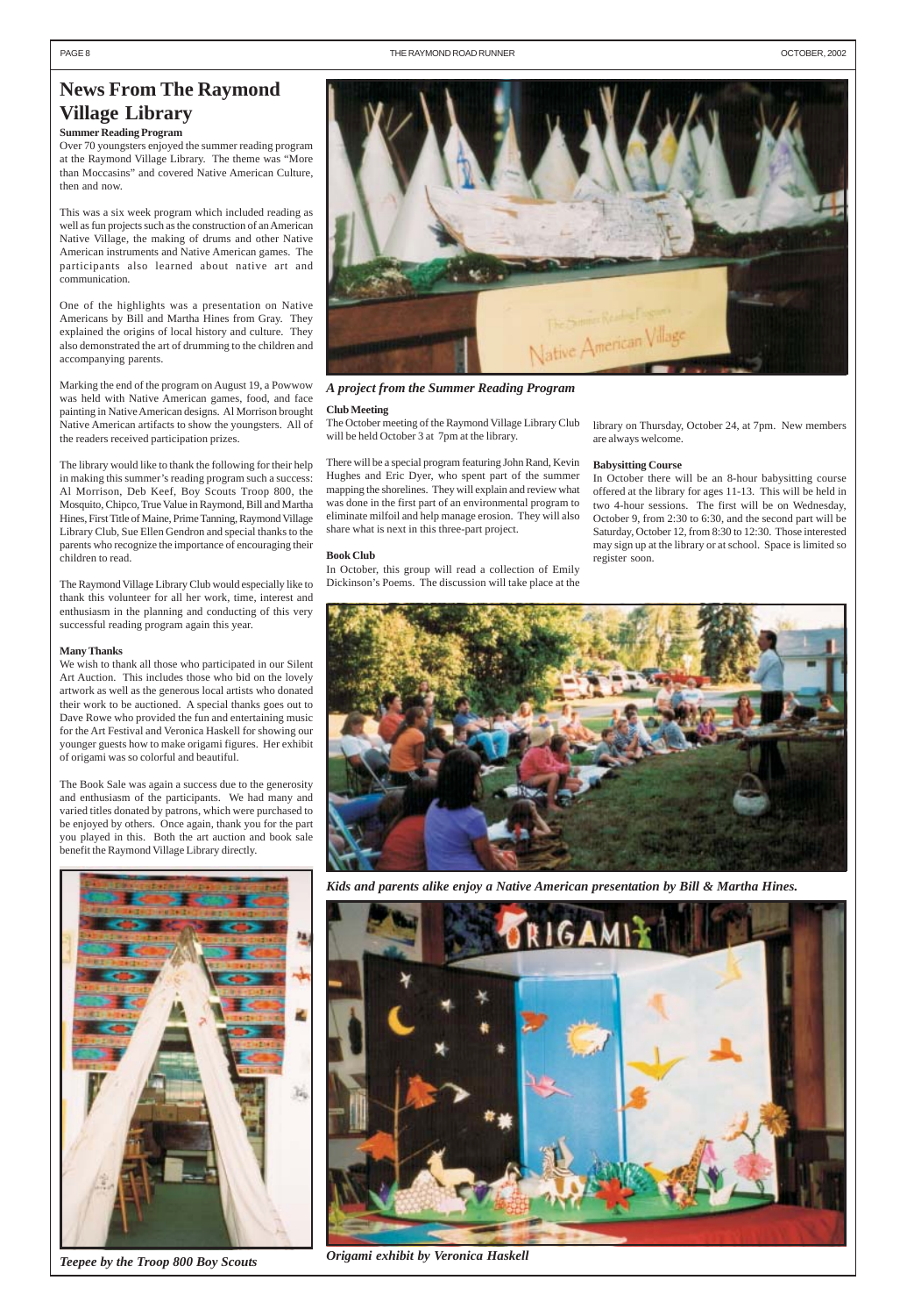# News From The Raymond Village Library

### Summer Reading Program

Over 70 youngsters enjoyed the summer reading program at the Raymond Village Library. The theme was "More than Moccasins" and covered Native American Culture, then and now.

This was a six week program which included reading as well as fun projects such as the construction of an American Native Village, the making of drums and other Native American instruments and Native American games. The participants also learned about native art and communication.

One of the highlights was a presentation on Native Americans by Bill and Martha Hines from Gray. They explained the origins of local history and culture. They also demonstrated the art of drumming to the children and accompanying parents.

Marking the end of the program on August 19, a Powwow was held with Native American games, food, and face painting in Native American designs. Al Morrison brought Native American artifacts to show the youngsters. All of the readers received participation prizes.

The library would like to thank the following for their help in making this summer's reading program such a success: Al Morrison, Deb Keef, Boy Scouts Troop 800, the Mosquito, Chipco, True Value in Raymond, Bill and Martha Hines, First Title of Maine, Prime Tanning, Raymond Village Library Club, Sue Ellen Gendron and special thanks to the parents who recognize the importance of encouraging their children to read.

The Raymond Village Library Club would especially like to thank this volunteer for all her work, time, interest and enthusiasm in the planning and conducting of this very successful reading program again this year.

### Many Thanks

We wish to thank all those who participated in our Silent Art Auction. This includes those who bid on the lovely artwork as well as the generous local artists who donated their work to be auctioned. A special thanks goes out to Dave Rowe who provided the fun and entertaining music for the Art Festival and Veronica Haskell for showing our younger guests how to make origami figures. Her exhibit of origami was so colorful and beautiful.

The Book Sale was again a success due to the generosity and enthusiasm of the participants. We had many and varied titles donated by patrons, which were purchased to be enjoyed by others. Once again, thank you for the part you played in this. Both the art auction and book sale benefit the Raymond Village Library directly.

*A project from the Summer Reading Program*

### Club Meeting

The October meeting of the Raymond Village Library Club will be held October 3 at 7pm at the library.

There will be a special program featuring John Rand, Kevin Hughes and Eric Dyer, who spent part of the summer mapping the shorelines. They will explain and review what was done in the first part of an environmental program to eliminate milfoil and help manage erosion. They will also share what is next in this three-part project.

### Book Club

In October, this group will read a collection of Emily Dickinson's Poems. The discussion will take place at the library on Thursday, October 24, at 7pm. New members are always welcome.

### Babysitting Course

In October there will be an 8-hour babysitting course offered at the library for ages 11-13. This will be held in two 4-hour sessions. The first will be on Wednesday, October 9, from 2:30 to 6:30, and the second part will be Saturday, October 12, from 8:30 to 12:30. Those interested may sign up at the library or at school. Space is limited so register soon.

*Kids and parents alike enjoy a Native American presentation by Bill & Martha Hines.*

*Teepee by the Troop 800 Boy Scouts*

*Origami exhibit by Veronica Haskell*